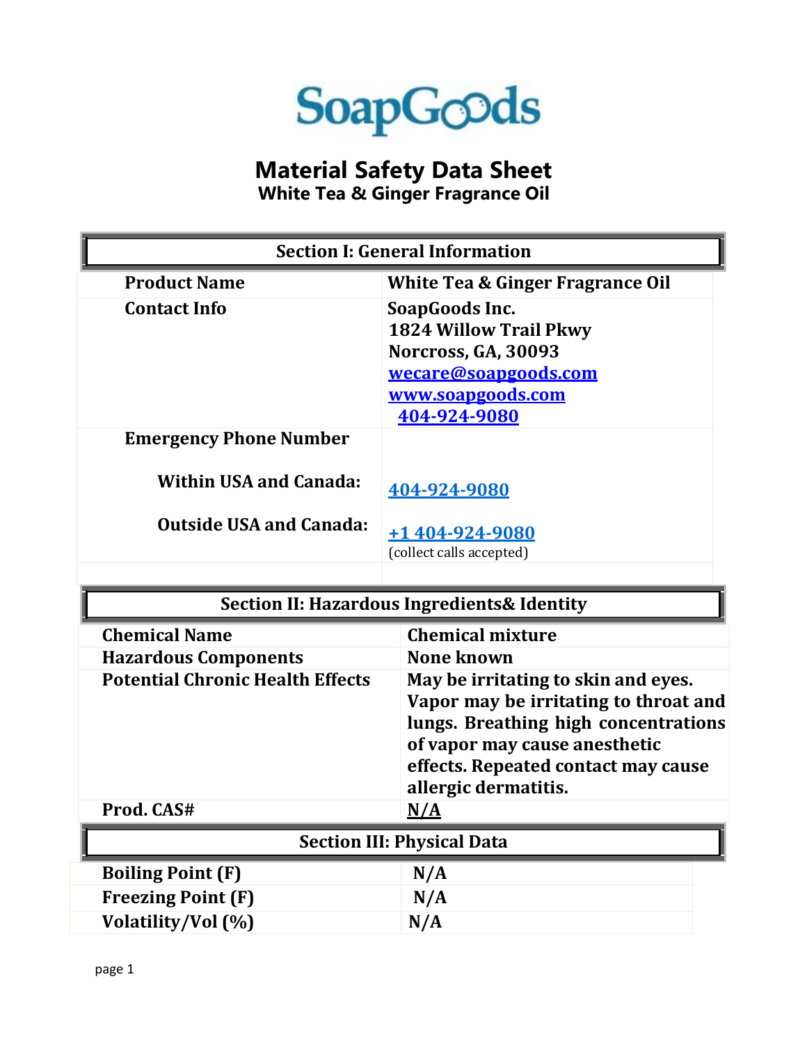SoapGoods

# Material Safety Data Sheet

## White Tea & Ginger Fragrance Oil

| Section I: General Information | |
|---|---|
| **Product Name** | **White Tea & Ginger Fragrance Oil** |
| **Contact Info** | **SoapGoods Inc.**<br>**1824 Willow Trail Pkwy**<br>**Norcross, GA, 30093**<br>**wecare@soapgoods.com**<br>**www.soapgoods.com**<br>**404-924-9080** |
| **Emergency Phone Number** | |
| **Within USA and Canada:** | **404-924-9080** |
| **Outside USA and Canada:** | **+1 404-924-9080**<br>(collect calls accepted) |

| Section II: Hazardous Ingredients& Identity | |
|---|---|
| **Chemical Name** | **Chemical mixture** |
| **Hazardous Components** | **None known** |
| **Potential Chronic Health Effects** | **May be irritating to skin and eyes. Vapor may be irritating to throat and lungs. Breathing high concentrations of vapor may cause anesthetic effects. Repeated contact may cause allergic dermatitis.** |
| **Prod. CAS#** | **N/A** |

| Section III: Physical Data | |
|---|---|
| **Boiling Point (F)** | **N/A** |
| **Freezing Point (F)** | **N/A** |
| **Volatility/Vol (%)** | **N/A** |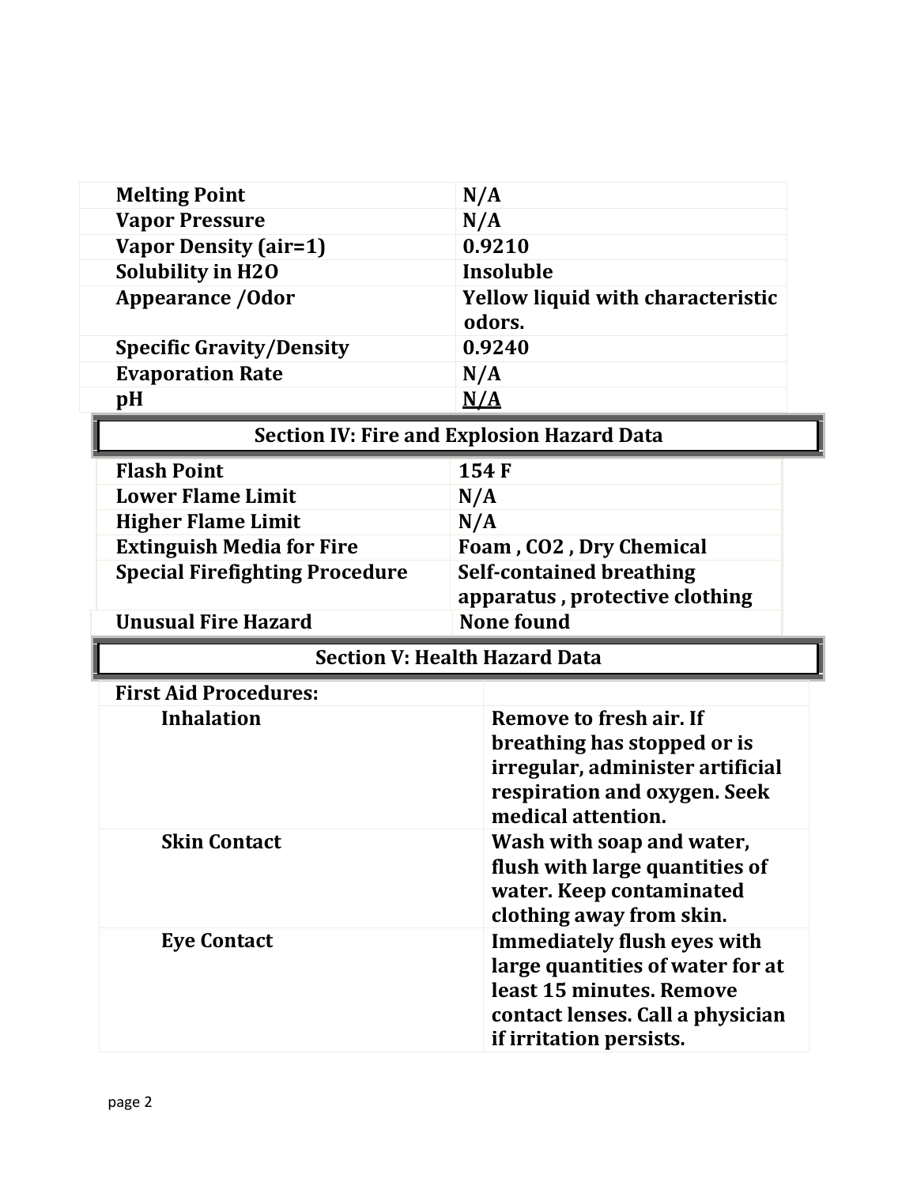| | |
|---|---|
| **Melting Point** | **N/A** |
| **Vapor Pressure** | **N/A** |
| **Vapor Density (air=1)** | **0.9210** |
| **Solubility in $H_2O$** | **Insoluble** |
| **Appearance /Odor** | **Yellow liquid with characteristic odors.** |
| **Specific Gravity/Density** | **0.9240** |
| **Evaporation Rate** | **N/A** |
| **pH** | **N/A** |

## Section IV: Fire and Explosion Hazard Data

| | |
|---|---|
| **Flash Point** | **154 F** |
| **Lower Flame Limit** | **N/A** |
| **Higher Flame Limit** | **N/A** |
| **Extinguish Media for Fire** | **Foam , $CO_2$ , Dry Chemical** |
| **Special Firefighting Procedure** | **Self-contained breathing apparatus , protective clothing** |
| **Unusual Fire Hazard** | **None found** |

## Section V: Health Hazard Data

| | |
|---|---|
| **First Aid Procedures:** | |
| **Inhalation** | **Remove to fresh air. If breathing has stopped or is irregular, administer artificial respiration and oxygen. Seek medical attention.** |
| **Skin Contact** | **Wash with soap and water, flush with large quantities of water. Keep contaminated clothing away from skin.** |
| **Eye Contact** | **Immediately flush eyes with large quantities of water for at least 15 minutes. Remove contact lenses. Call a physician if irritation persists.** |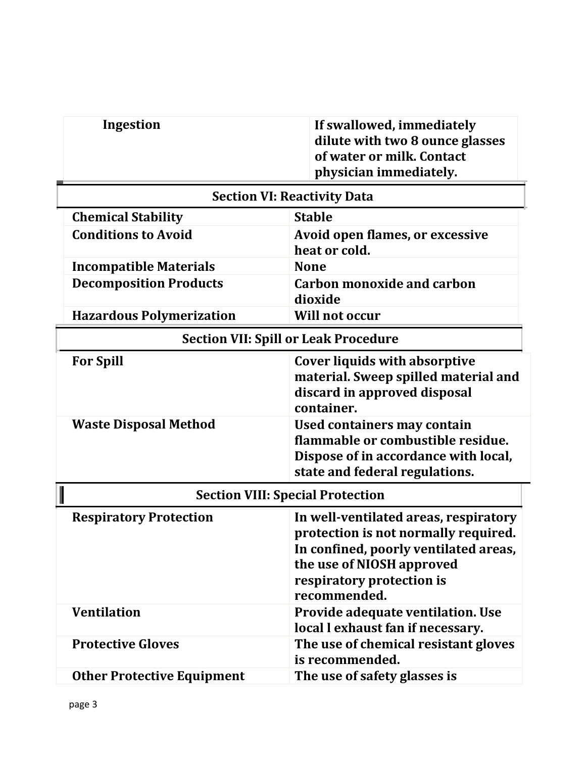| | |
|---|---|
| **Ingestion** | **If swallowed, immediately dilute with two 8 ounce glasses of water or milk. Contact physician immediately.** |

**Section VI: Reactivity Data**

| | |
|---|---|
| **Chemical Stability** | **Stable** |
| **Conditions to Avoid** | **Avoid open flames, or excessive heat or cold.** |
| **Incompatible Materials** | **None** |
| **Decomposition Products** | **Carbon monoxide and carbon dioxide** |
| **Hazardous Polymerization** | **Will not occur** |

**Section VII: Spill or Leak Procedure**

| | |
|---|---|
| **For Spill** | **Cover liquids with absorptive material. Sweep spilled material and discard in approved disposal container.** |
| **Waste Disposal Method** | **Used containers may contain flammable or combustible residue. Dispose of in accordance with local, state and federal regulations.** |

**Section VIII: Special Protection**

| | |
|---|---|
| **Respiratory Protection** | **In well-ventilated areas, respiratory protection is not normally required. In confined, poorly ventilated areas, the use of NIOSH approved respiratory protection is recommended.** |
| **Ventilation** | **Provide adequate ventilation. Use local l exhaust fan if necessary.** |
| **Protective Gloves** | **The use of chemical resistant gloves is recommended.** |
| **Other Protective Equipment** | **The use of safety glasses is** |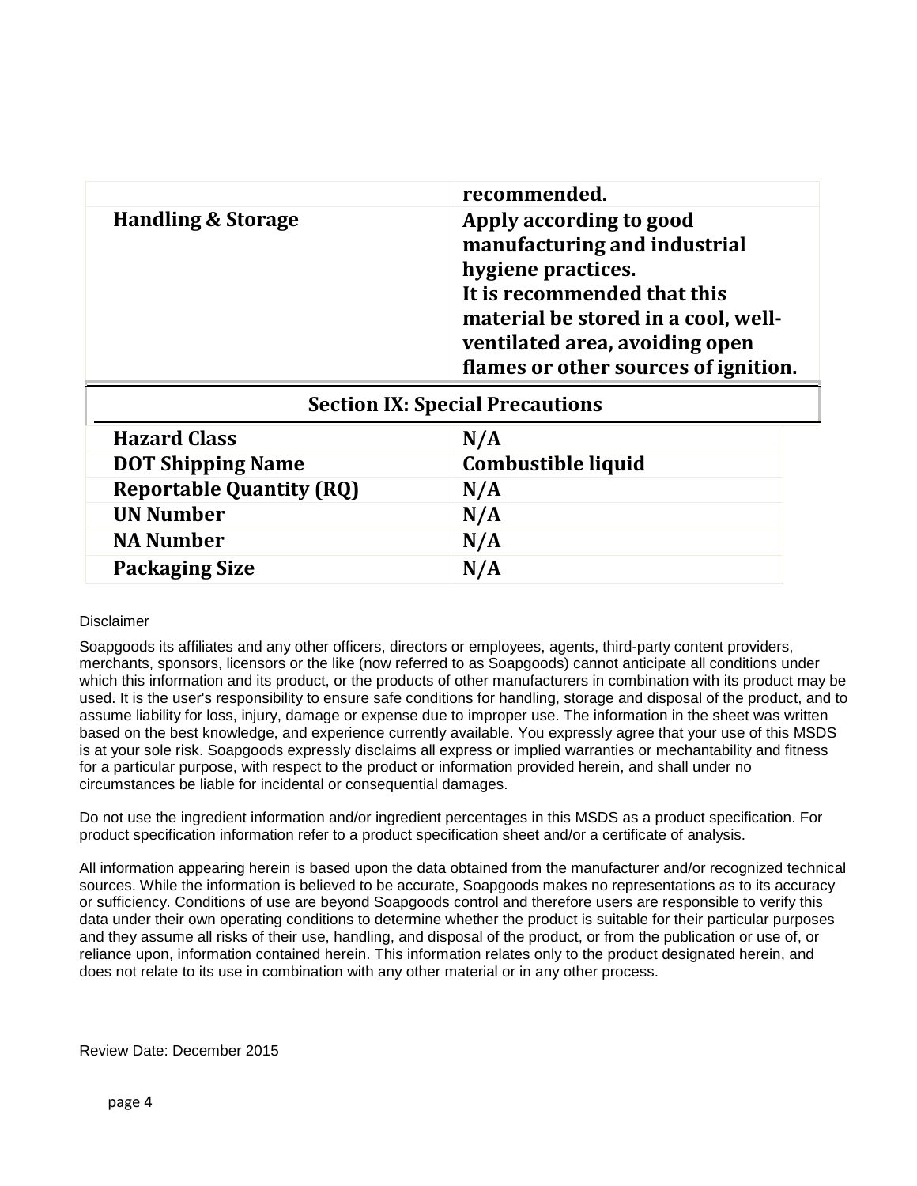| | |
|---|---|
| | **recommended.** |
| **Handling & Storage** | **Apply according to good manufacturing and industrial hygiene practices.**<br>**It is recommended that this material be stored in a cool, well-ventilated area, avoiding open flames or other sources of ignition.** |

## Section IX: Special Precautions

| | |
|---|---|
| **Hazard Class** | **N/A** |
| **DOT Shipping Name** | **Combustible liquid** |
| **Reportable Quantity (RQ)** | **N/A** |
| **UN Number** | **N/A** |
| **NA Number** | **N/A** |
| **Packaging Size** | **N/A** |

Disclaimer

Soapgoods its affiliates and any other officers, directors or employees, agents, third-party content providers, merchants, sponsors, licensors or the like (now referred to as Soapgoods) cannot anticipate all conditions under which this information and its product, or the products of other manufacturers in combination with its product may be used. It is the user's responsibility to ensure safe conditions for handling, storage and disposal of the product, and to assume liability for loss, injury, damage or expense due to improper use. The information in the sheet was written based on the best knowledge, and experience currently available. You expressly agree that your use of this MSDS is at your sole risk. Soapgoods expressly disclaims all express or implied warranties or mechantability and fitness for a particular purpose, with respect to the product or information provided herein, and shall under no circumstances be liable for incidental or consequential damages.

Do not use the ingredient information and/or ingredient percentages in this MSDS as a product specification. For product specification information refer to a product specification sheet and/or a certificate of analysis.

All information appearing herein is based upon the data obtained from the manufacturer and/or recognized technical sources. While the information is believed to be accurate, Soapgoods makes no representations as to its accuracy or sufficiency. Conditions of use are beyond Soapgoods control and therefore users are responsible to verify this data under their own operating conditions to determine whether the product is suitable for their particular purposes and they assume all risks of their use, handling, and disposal of the product, or from the publication or use of, or reliance upon, information contained herein. This information relates only to the product designated herein, and does not relate to its use in combination with any other material or in any other process.

Review Date: December 2015